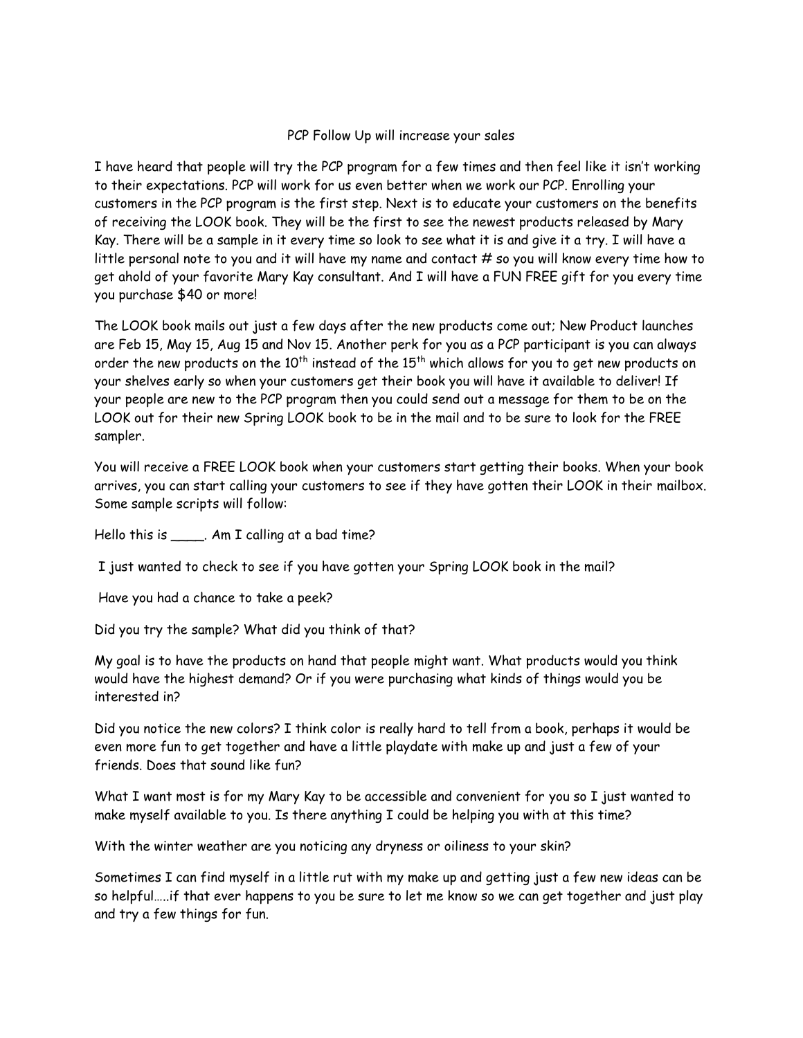# PCP Follow Up will increase your sales

I have heard that people will try the PCP program for a few times and then feel like it isn't working to their expectations. PCP will work for us even better when we work our PCP. Enrolling your customers in the PCP program is the first step. Next is to educate your customers on the benefits of receiving the LOOK book. They will be the first to see the newest products released by Mary Kay. There will be a sample in it every time so look to see what it is and give it a try. I will have a little personal note to you and it will have my name and contact # so you will know every time how to get ahold of your favorite Mary Kay consultant. And I will have a FUN FREE gift for you every time you purchase $40 or more!

The LOOK book mails out just a few days after the new products come out; New Product launches are Feb 15, May 15, Aug 15 and Nov 15. Another perk for you as a PCP participant is you can always order the new products on the 10th instead of the 15th which allows for you to get new products on your shelves early so when your customers get their book you will have it available to deliver! If your people are new to the PCP program then you could send out a message for them to be on the LOOK out for their new Spring LOOK book to be in the mail and to be sure to look for the FREE sampler.

You will receive a FREE LOOK book when your customers start getting their books. When your book arrives, you can start calling your customers to see if they have gotten their LOOK in their mailbox. Some sample scripts will follow:

Hello this is ____. Am I calling at a bad time?

I just wanted to check to see if you have gotten your Spring LOOK book in the mail?

Have you had a chance to take a peek?

Did you try the sample? What did you think of that?

My goal is to have the products on hand that people might want. What products would you think would have the highest demand? Or if you were purchasing what kinds of things would you be interested in?

Did you notice the new colors? I think color is really hard to tell from a book, perhaps it would be even more fun to get together and have a little playdate with make up and just a few of your friends. Does that sound like fun?

What I want most is for my Mary Kay to be accessible and convenient for you so I just wanted to make myself available to you. Is there anything I could be helping you with at this time?

With the winter weather are you noticing any dryness or oiliness to your skin?

Sometimes I can find myself in a little rut with my make up and getting just a few new ideas can be so helpful…..if that ever happens to you be sure to let me know so we can get together and just play and try a few things for fun.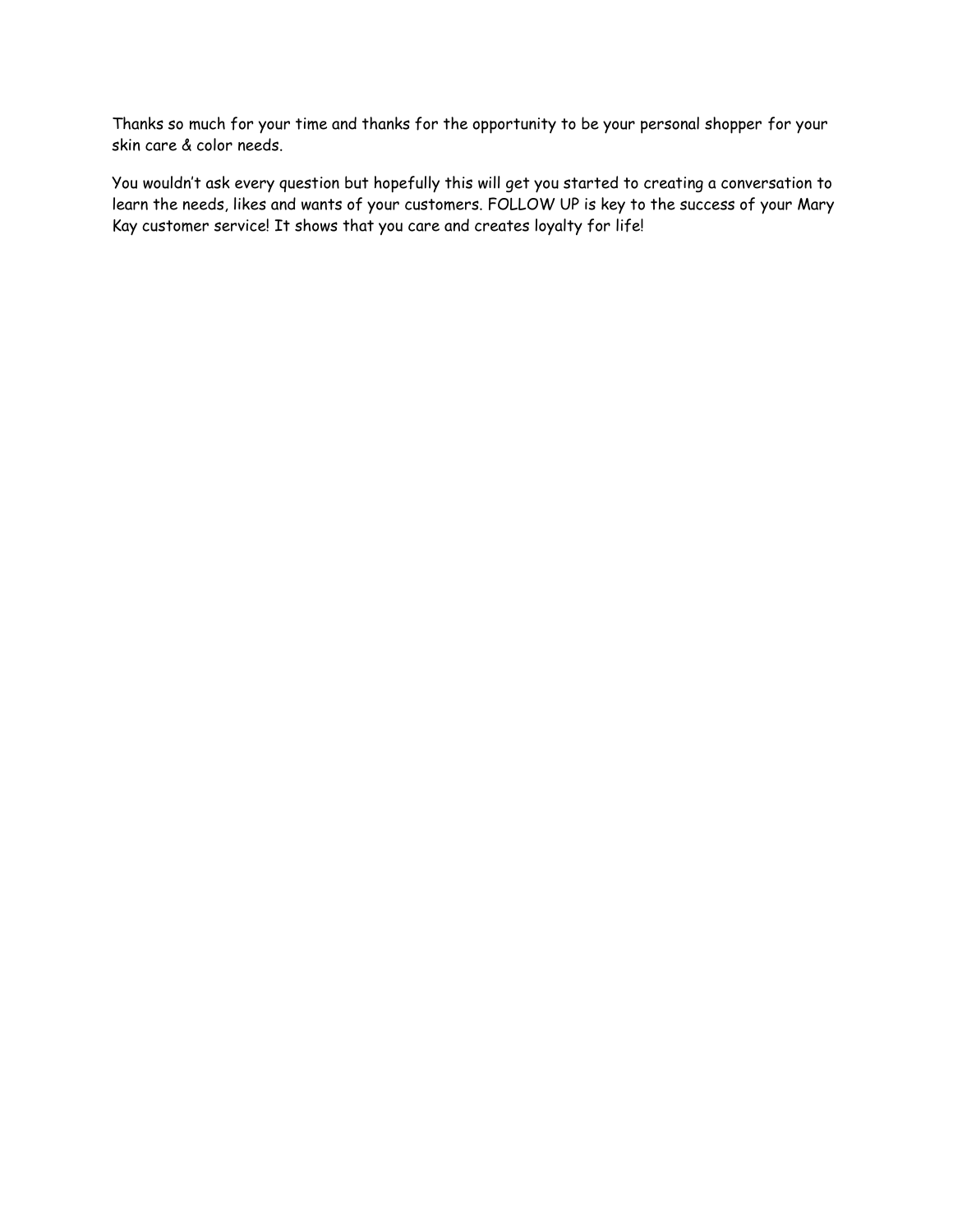Thanks so much for your time and thanks for the opportunity to be your personal shopper for your skin care & color needs.

You wouldn't ask every question but hopefully this will get you started to creating a conversation to learn the needs, likes and wants of your customers. FOLLOW UP is key to the success of your Mary Kay customer service! It shows that you care and creates loyalty for life!